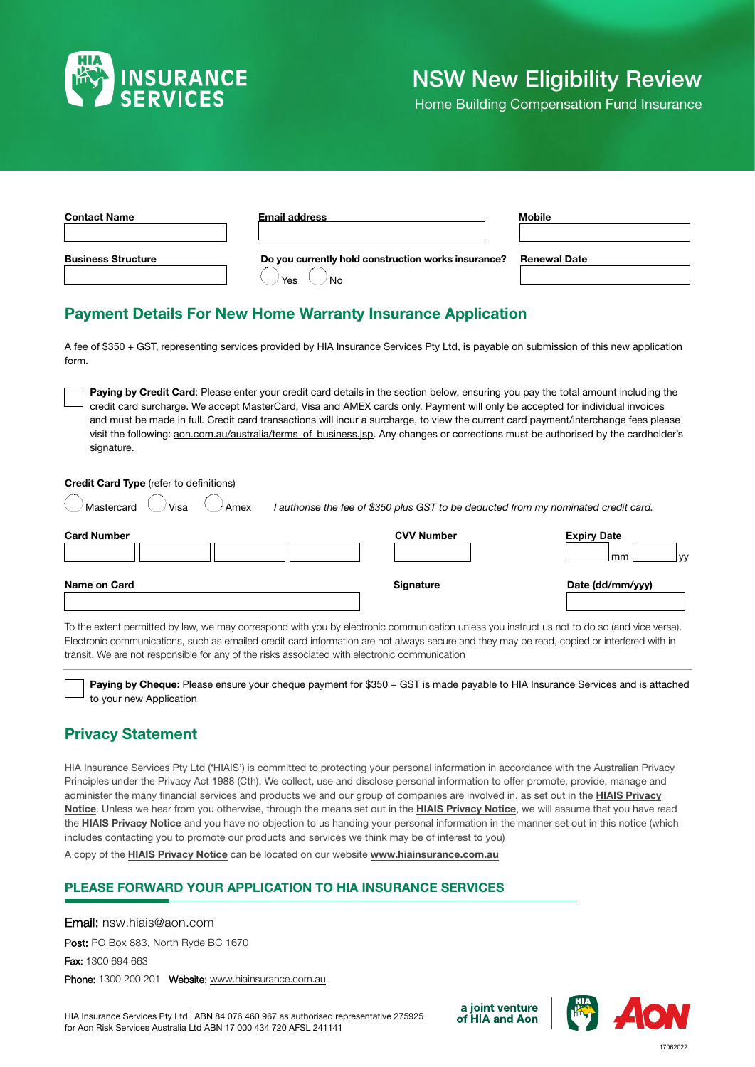# NSW New Eligibility Review

Home Building Compensation Fund Insurance

| Contact Name | Email address | Mobile |
|---|---|---|
| | | |
| **Business Structure** | **Do you currently hold construction works insurance?** | **Renewal Date** |
| | ◯ Yes ◯ No | |

## Payment Details For New Home Warranty Insurance Application

A fee of $350 + GST, representing services provided by HIA Insurance Services Pty Ltd, is payable on submission of this new application form.

☐ **Paying by Credit Card**: Please enter your credit card details in the section below, ensuring you pay the total amount including the credit card surcharge. We accept MasterCard, Visa and AMEX cards only. Payment will only be accepted for individual invoices and must be made in full. Credit card transactions will incur a surcharge, to view the current card payment/interchange fees please visit the following: aon.com.au/australia/terms_of_business.jsp. Any changes or corrections must be authorised by the cardholder's signature.

**Credit Card Type** (refer to definitions)

◯ Mastercard ◯ Visa ◯ Amex *I authorise the fee of $350 plus GST to be deducted from my nominated credit card.*

| Card Number | CVV Number | Expiry Date |
|---|---|---|
| | | mm / yy |
| **Name on Card** | **Signature** | **Date (dd/mm/yyy)** |
| | | |

To the extent permitted by law, we may correspond with you by electronic communication unless you instruct us not to do so (and vice versa). Electronic communications, such as emailed credit card information are not always secure and they may be read, copied or interfered with in transit. We are not responsible for any of the risks associated with electronic communication

☐ **Paying by Cheque:** Please ensure your cheque payment for $350 + GST is made payable to HIA Insurance Services and is attached to your new Application

## Privacy Statement

HIA Insurance Services Pty Ltd ('HIAIS') is committed to protecting your personal information in accordance with the Australian Privacy Principles under the Privacy Act 1988 (Cth). We collect, use and disclose personal information to offer promote, provide, manage and administer the many financial services and products we and our group of companies are involved in, as set out in the **HIAIS Privacy Notice**. Unless we hear from you otherwise, through the means set out in the **HIAIS Privacy Notice**, we will assume that you have read the **HIAIS Privacy Notice** and you have no objection to us handing your personal information in the manner set out in this notice (which includes contacting you to promote our products and services we think may be of interest to you)

A copy of the **HIAIS Privacy Notice** can be located on our website **www.hiainsurance.com.au**

### PLEASE FORWARD YOUR APPLICATION TO HIA INSURANCE SERVICES

Email: nsw.hiais@aon.com

Post: PO Box 883, North Ryde BC 1670

Fax: 1300 694 663

Phone: 1300 200 201 Website: www.hiainsurance.com.au

HIA Insurance Services Pty Ltd | ABN 84 076 460 967 as authorised representative 275925 for Aon Risk Services Australia Ltd ABN 17 000 434 720 AFSL 241141

a joint venture of HIA and Aon

17062022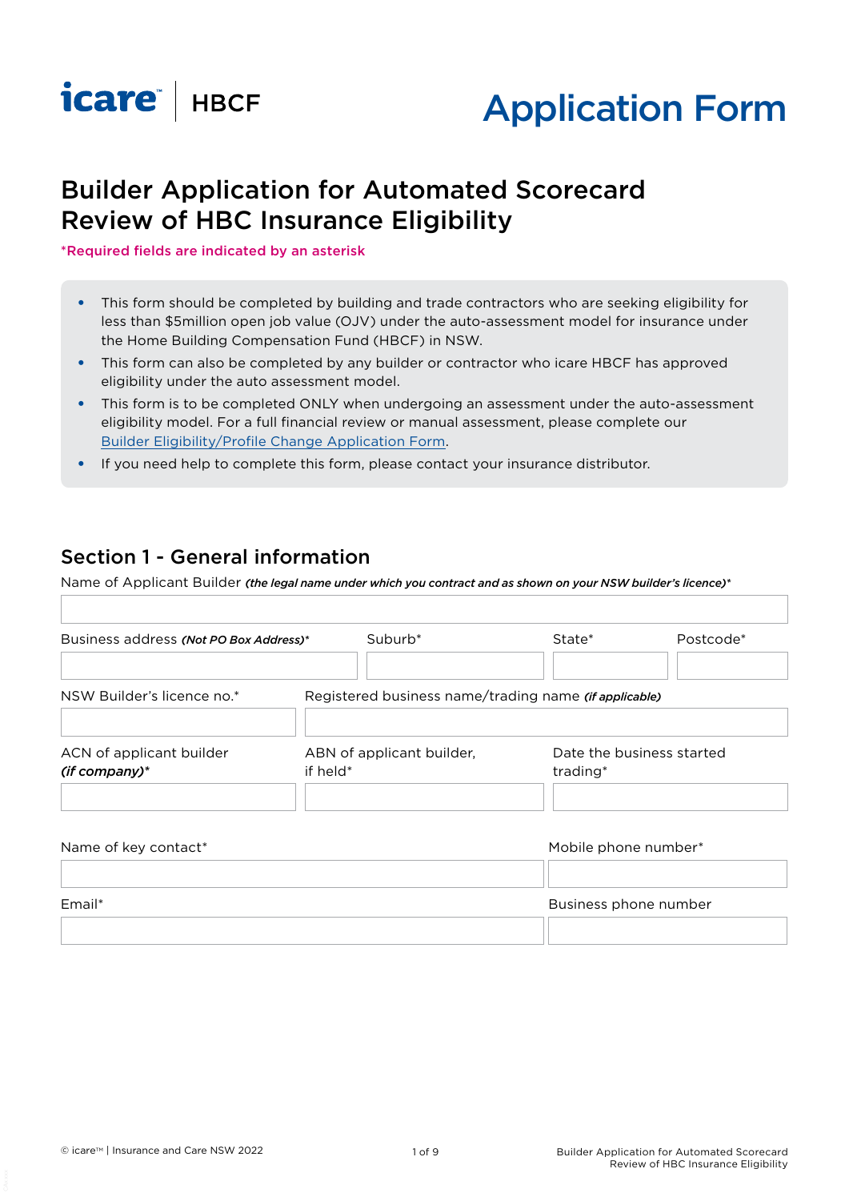icare™ | HBCF

# Application Form

## Builder Application for Automated Scorecard Review of HBC Insurance Eligibility

*Required fields are indicated by an asterisk

- This form should be completed by building and trade contractors who are seeking eligibility for less than $5million open job value (OJV) under the auto-assessment model for insurance under the Home Building Compensation Fund (HBCF) in NSW.
- This form can also be completed by any builder or contractor who icare HBCF has approved eligibility under the auto assessment model.
- This form is to be completed ONLY when undergoing an assessment under the auto-assessment eligibility model. For a full financial review or manual assessment, please complete our Builder Eligibility/Profile Change Application Form.
- If you need help to complete this form, please contact your insurance distributor.

## Section 1 - General information

Name of Applicant Builder ***(the legal name under which you contract and as shown on your NSW builder's licence)****

| Business address ***(Not PO Box Address)**** | Suburb* | State* | Postcode* |
|---|---|---|---|
| | | | |

| NSW Builder's licence no.* | Registered business name/trading name ***(if applicable)*** |
|---|---|
| | |

| ACN of applicant builder ***(if company)**** | ABN of applicant builder, if held* | Date the business started trading* |
|---|---|---|
| | | |

| Name of key contact* | Mobile phone number* |
|---|---|
| | |
| **Email*** | **Business phone number** |
| | |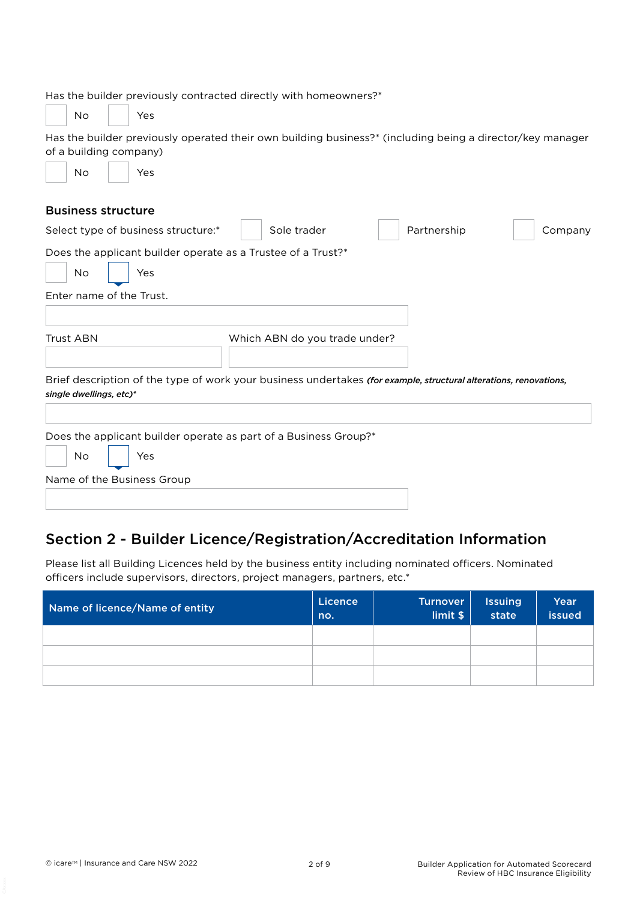Has the builder previously contracted directly with homeowners?*

☐ No ☐ Yes

Has the builder previously operated their own building business?* (including being a director/key manager of a building company)

☐ No ☐ Yes

### Business structure

Select type of business structure:* ☐ Sole trader ☐ Partnership ☐ Company

Does the applicant builder operate as a Trustee of a Trust?*

☐ No ☐ Yes

Enter name of the Trust.

\_\_\_\_\_\_\_\_\_\_\_\_\_\_\_\_\_\_\_\_\_\_\_\_\_\_\_\_\_\_

Trust ABN

\_\_\_\_\_\_\_\_\_\_\_\_\_\_\_\_\_\_\_\_\_\_\_\_\_\_\_\_\_\_

Which ABN do you trade under?

\_\_\_\_\_\_\_\_\_\_\_\_\_\_\_\_\_\_\_\_\_\_\_\_\_\_\_\_\_\_

Brief description of the type of work your business undertakes ***(for example, structural alterations, renovations, single dwellings, etc)****

\_\_\_\_\_\_\_\_\_\_\_\_\_\_\_\_\_\_\_\_\_\_\_\_\_\_\_\_\_\_

Does the applicant builder operate as part of a Business Group?*

☐ No ☐ Yes

Name of the Business Group

\_\_\_\_\_\_\_\_\_\_\_\_\_\_\_\_\_\_\_\_\_\_\_\_\_\_\_\_\_\_

## Section 2 - Builder Licence/Registration/Accreditation Information

Please list all Building Licences held by the business entity including nominated officers. Nominated officers include supervisors, directors, project managers, partners, etc.*

| Name of licence/Name of entity | Licence no. | Turnover limit $ | Issuing state | Year issued |
|---|---|---|---|---|
| | | | | |
| | | | | |
| | | | | |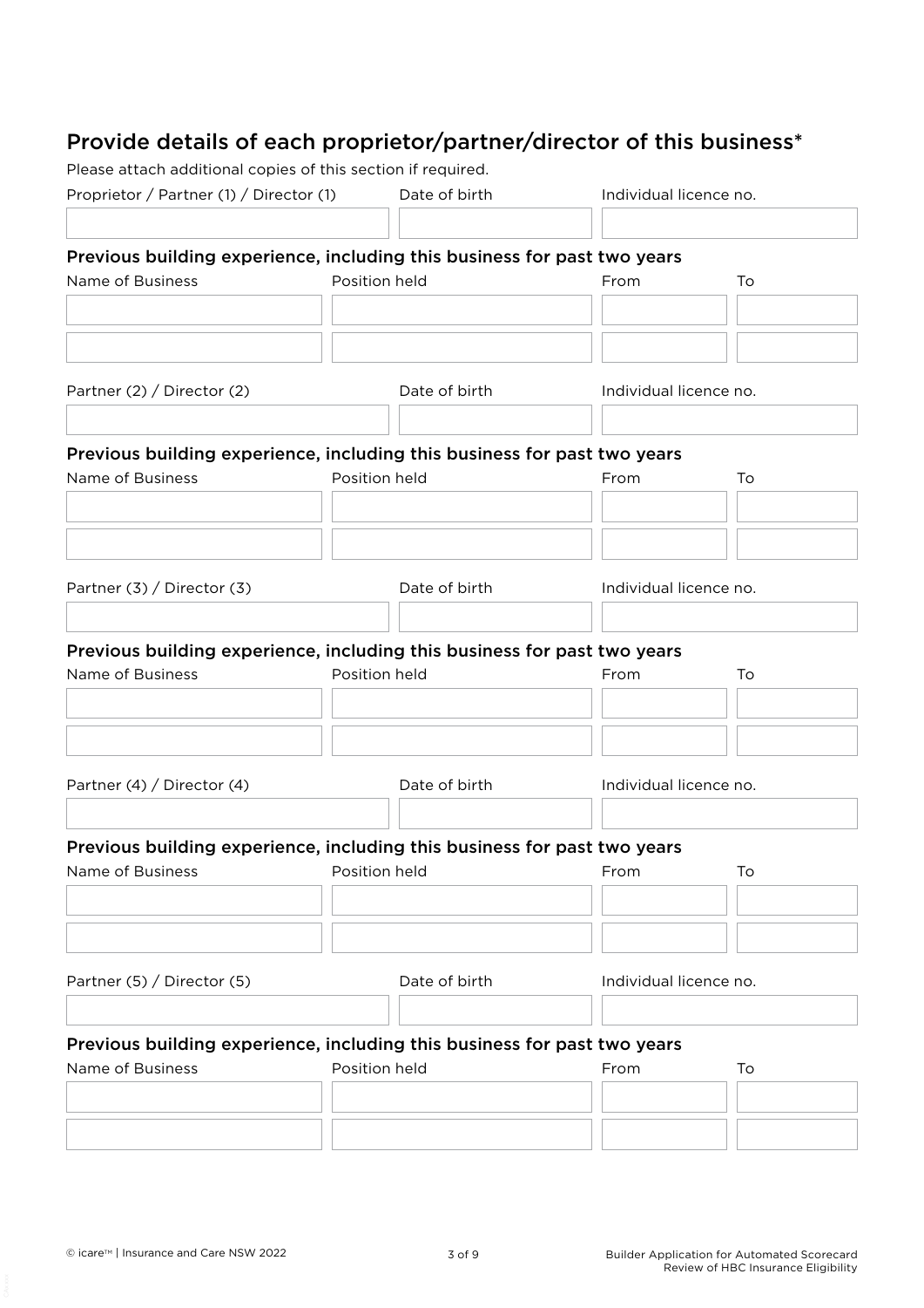## Provide details of each proprietor/partner/director of this business*

Please attach additional copies of this section if required.

| Proprietor / Partner (1) / Director (1) | Date of birth | Individual licence no. |
| --- | --- | --- |
| | | |

**Previous building experience, including this business for past two years**

| Name of Business | Position held | From | To |
| --- | --- | --- | --- |
| | | | |
| | | | |

| Partner (2) / Director (2) | Date of birth | Individual licence no. |
| --- | --- | --- |
| | | |

**Previous building experience, including this business for past two years**

| Name of Business | Position held | From | To |
| --- | --- | --- | --- |
| | | | |
| | | | |

| Partner (3) / Director (3) | Date of birth | Individual licence no. |
| --- | --- | --- |
| | | |

**Previous building experience, including this business for past two years**

| Name of Business | Position held | From | To |
| --- | --- | --- | --- |
| | | | |
| | | | |

| Partner (4) / Director (4) | Date of birth | Individual licence no. |
| --- | --- | --- |
| | | |

**Previous building experience, including this business for past two years**

| Name of Business | Position held | From | To |
| --- | --- | --- | --- |
| | | | |
| | | | |

| Partner (5) / Director (5) | Date of birth | Individual licence no. |
| --- | --- | --- |
| | | |

**Previous building experience, including this business for past two years**

| Name of Business | Position held | From | To |
| --- | --- | --- | --- |
| | | | |
| | | | |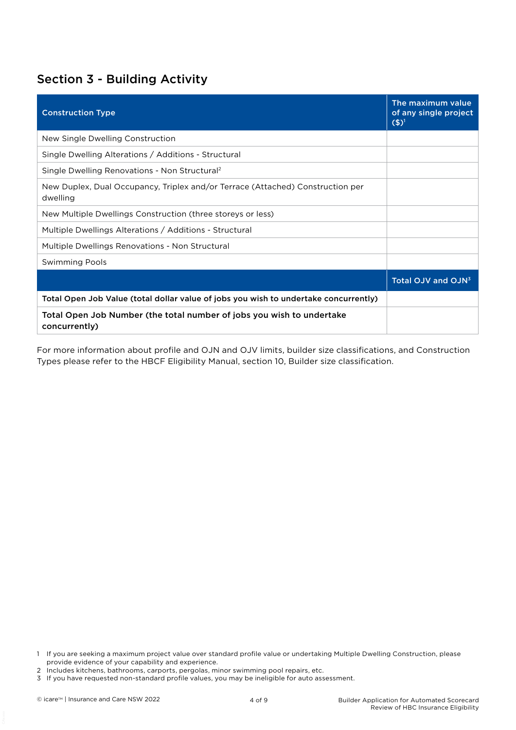## Section 3 - Building Activity

| Construction Type | The maximum value of any single project ($)[1] |
|---|---|
| New Single Dwelling Construction | |
| Single Dwelling Alterations / Additions - Structural | |
| Single Dwelling Renovations - Non Structural[2] | |
| New Duplex, Dual Occupancy, Triplex and/or Terrace (Attached) Construction per dwelling | |
| New Multiple Dwellings Construction (three storeys or less) | |
| Multiple Dwellings Alterations / Additions - Structural | |
| Multiple Dwellings Renovations - Non Structural | |
| Swimming Pools | |
| | Total OJV and OJN[3] |
| **Total Open Job Value (total dollar value of jobs you wish to undertake concurrently)** | |
| **Total Open Job Number (the total number of jobs you wish to undertake concurrently)** | |

For more information about profile and OJN and OJV limits, builder size classifications, and Construction Types please refer to the HBCF Eligibility Manual, section 10, Builder size classification.

1 If you are seeking a maximum project value over standard profile value or undertaking Multiple Dwelling Construction, please provide evidence of your capability and experience.
2 Includes kitchens, bathrooms, carports, pergolas, minor swimming pool repairs, etc.
3 If you have requested non-standard profile values, you may be ineligible for auto assessment.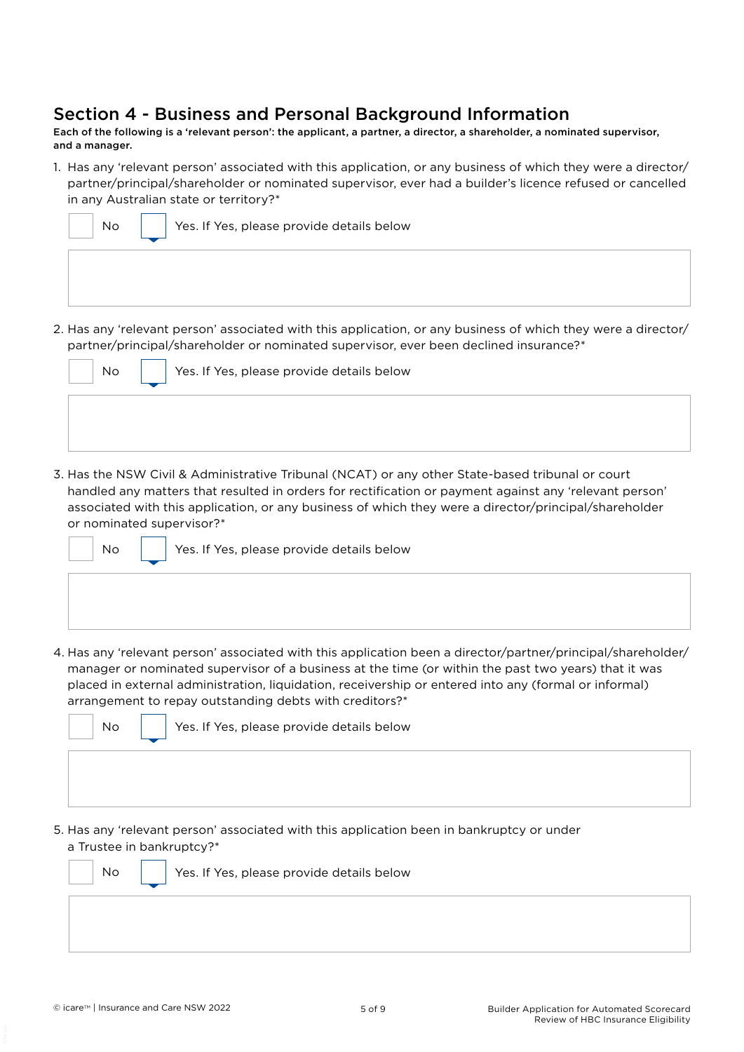## Section 4 - Business and Personal Background Information

**Each of the following is a 'relevant person': the applicant, a partner, a director, a shareholder, a nominated supervisor, and a manager.**

1. Has any 'relevant person' associated with this application, or any business of which they were a director/partner/principal/shareholder or nominated supervisor, ever had a builder's licence refused or cancelled in any Australian state or territory?*

   ☐ No ☐ Yes. If Yes, please provide details below

2. Has any 'relevant person' associated with this application, or any business of which they were a director/partner/principal/shareholder or nominated supervisor, ever been declined insurance?*

   ☐ No ☐ Yes. If Yes, please provide details below

3. Has the NSW Civil & Administrative Tribunal (NCAT) or any other State-based tribunal or court handled any matters that resulted in orders for rectification or payment against any 'relevant person' associated with this application, or any business of which they were a director/principal/shareholder or nominated supervisor?*

   ☐ No ☐ Yes. If Yes, please provide details below

4. Has any 'relevant person' associated with this application been a director/partner/principal/shareholder/manager or nominated supervisor of a business at the time (or within the past two years) that it was placed in external administration, liquidation, receivership or entered into any (formal or informal) arrangement to repay outstanding debts with creditors?*

   ☐ No ☐ Yes. If Yes, please provide details below

5. Has any 'relevant person' associated with this application been in bankruptcy or under a Trustee in bankruptcy?*

   ☐ No ☐ Yes. If Yes, please provide details below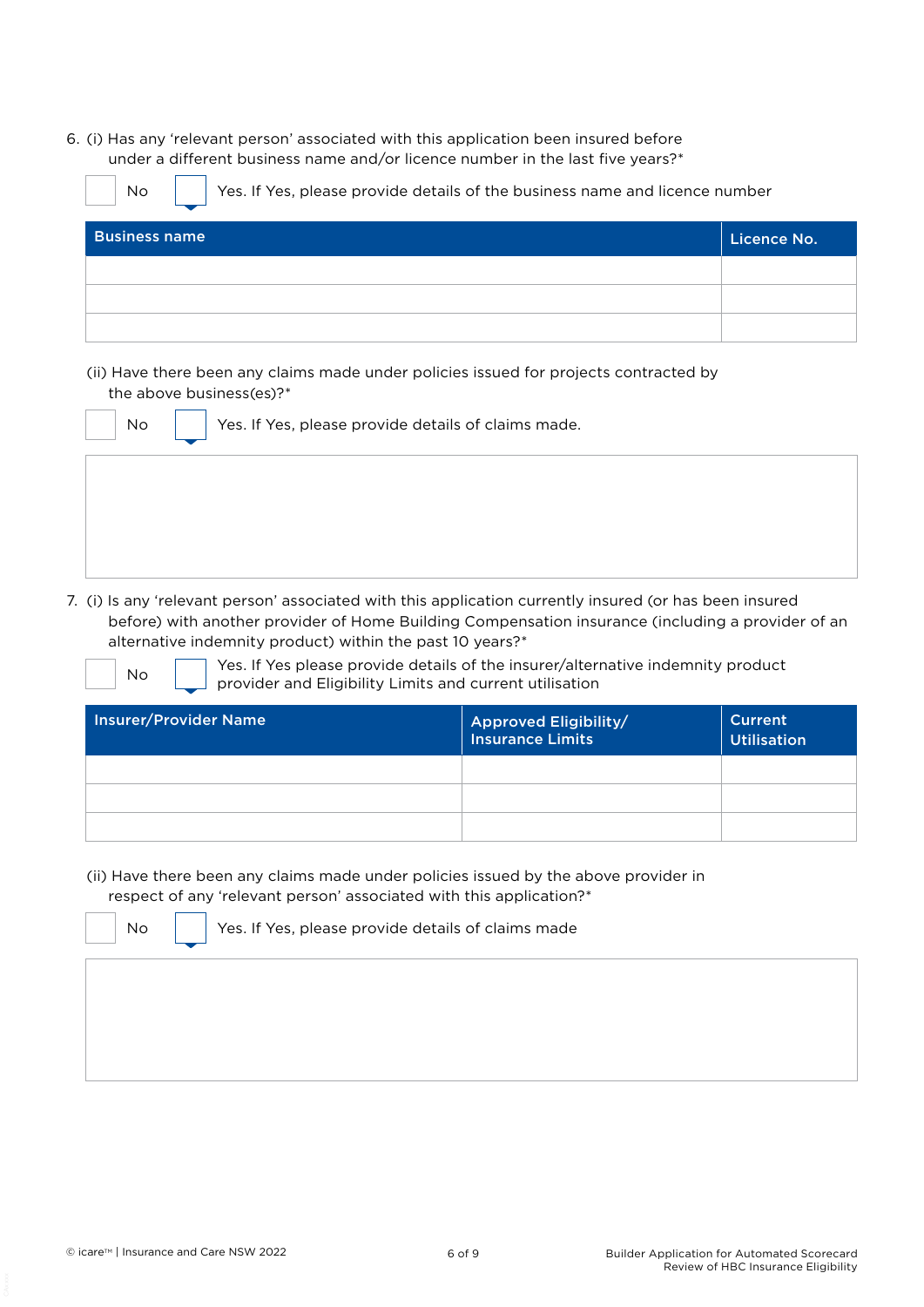6. (i) Has any 'relevant person' associated with this application been insured before under a different business name and/or licence number in the last five years?*

☐ No ☐ Yes. If Yes, please provide details of the business name and licence number

| Business name | Licence No. |
|---|---|
| | |
| | |
| | |

(ii) Have there been any claims made under policies issued for projects contracted by the above business(es)?*

☐ No ☐ Yes. If Yes, please provide details of claims made.

| |
|---|
| |

7. (i) Is any 'relevant person' associated with this application currently insured (or has been insured before) with another provider of Home Building Compensation insurance (including a provider of an alternative indemnity product) within the past 10 years?*

☐ No ☐ Yes. If Yes please provide details of the insurer/alternative indemnity product provider and Eligibility Limits and current utilisation

| Insurer/Provider Name | Approved Eligibility/ Insurance Limits | Current Utilisation |
|---|---|---|
| | | |
| | | |
| | | |

(ii) Have there been any claims made under policies issued by the above provider in respect of any 'relevant person' associated with this application?*

☐ No ☐ Yes. If Yes, please provide details of claims made

| |
|---|
| |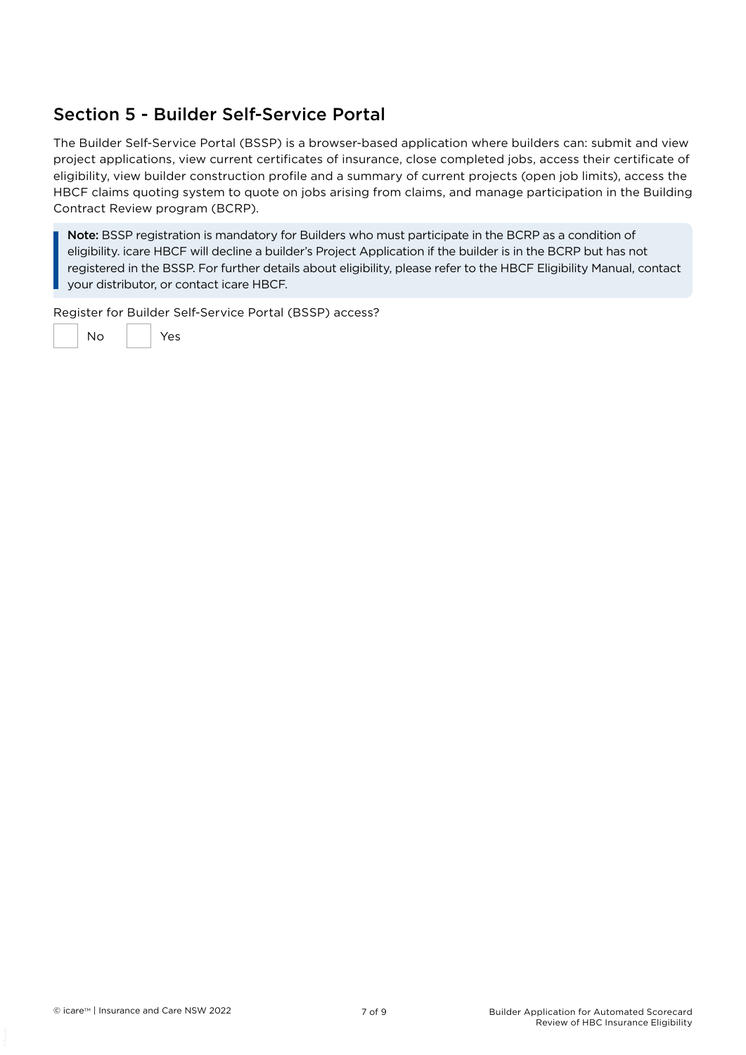## Section 5 - Builder Self-Service Portal

The Builder Self-Service Portal (BSSP) is a browser-based application where builders can: submit and view project applications, view current certificates of insurance, close completed jobs, access their certificate of eligibility, view builder construction profile and a summary of current projects (open job limits), access the HBCF claims quoting system to quote on jobs arising from claims, and manage participation in the Building Contract Review program (BCRP).

> **Note:** BSSP registration is mandatory for Builders who must participate in the BCRP as a condition of eligibility. icare HBCF will decline a builder's Project Application if the builder is in the BCRP but has not registered in the BSSP. For further details about eligibility, please refer to the HBCF Eligibility Manual, contact your distributor, or contact icare HBCF.

Register for Builder Self-Service Portal (BSSP) access?

☐ No ☐ Yes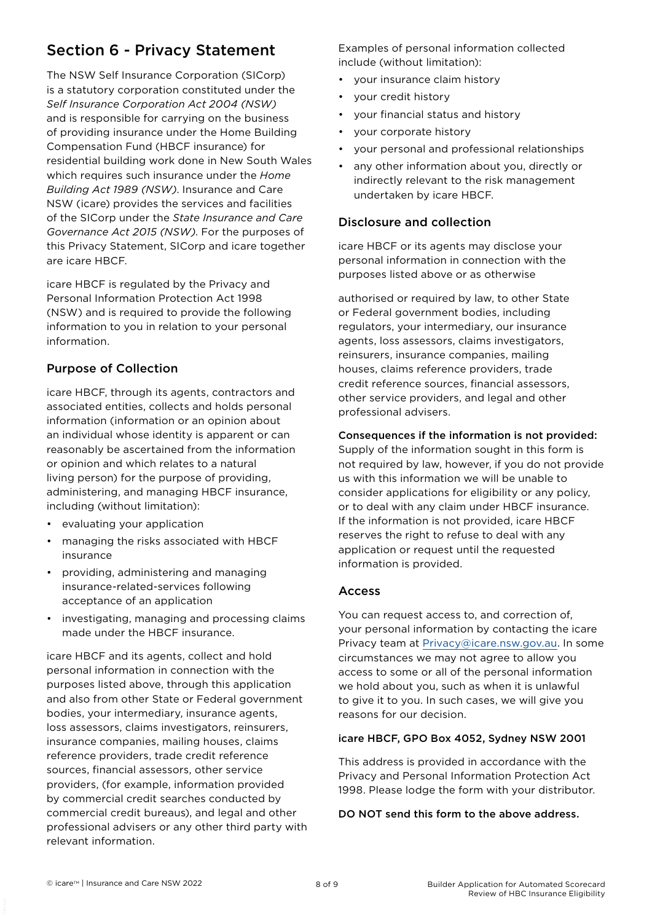# Section 6 - Privacy Statement

The NSW Self Insurance Corporation (SICorp) is a statutory corporation constituted under the *Self Insurance Corporation Act 2004 (NSW)* and is responsible for carrying on the business of providing insurance under the Home Building Compensation Fund (HBCF insurance) for residential building work done in New South Wales which requires such insurance under the *Home Building Act 1989 (NSW)*. Insurance and Care NSW (icare) provides the services and facilities of the SICorp under the *State Insurance and Care Governance Act 2015 (NSW)*. For the purposes of this Privacy Statement, SICorp and icare together are icare HBCF.

icare HBCF is regulated by the Privacy and Personal Information Protection Act 1998 (NSW) and is required to provide the following information to you in relation to your personal information.

## Purpose of Collection

icare HBCF, through its agents, contractors and associated entities, collects and holds personal information (information or an opinion about an individual whose identity is apparent or can reasonably be ascertained from the information or opinion and which relates to a natural living person) for the purpose of providing, administering, and managing HBCF insurance, including (without limitation):

- evaluating your application
- managing the risks associated with HBCF insurance
- providing, administering and managing insurance-related-services following acceptance of an application
- investigating, managing and processing claims made under the HBCF insurance.

icare HBCF and its agents, collect and hold personal information in connection with the purposes listed above, through this application and also from other State or Federal government bodies, your intermediary, insurance agents, loss assessors, claims investigators, reinsurers, insurance companies, mailing houses, claims reference providers, trade credit reference sources, financial assessors, other service providers, (for example, information provided by commercial credit searches conducted by commercial credit bureaus), and legal and other professional advisers or any other third party with relevant information.

Examples of personal information collected include (without limitation):

- your insurance claim history
- your credit history
- your financial status and history
- your corporate history
- your personal and professional relationships
- any other information about you, directly or indirectly relevant to the risk management undertaken by icare HBCF.

## Disclosure and collection

icare HBCF or its agents may disclose your personal information in connection with the purposes listed above or as otherwise authorised or required by law, to other State or Federal government bodies, including regulators, your intermediary, our insurance agents, loss assessors, claims investigators, reinsurers, insurance companies, mailing houses, claims reference providers, trade credit reference sources, financial assessors, other service providers, and legal and other professional advisers.

**Consequences if the information is not provided:**
Supply of the information sought in this form is not required by law, however, if you do not provide us with this information we will be unable to consider applications for eligibility or any policy, or to deal with any claim under HBCF insurance. If the information is not provided, icare HBCF reserves the right to refuse to deal with any application or request until the requested information is provided.

## Access

You can request access to, and correction of, your personal information by contacting the icare Privacy team at Privacy@icare.nsw.gov.au. In some circumstances we may not agree to allow you access to some or all of the personal information we hold about you, such as when it is unlawful to give it to you. In such cases, we will give you reasons for our decision.

**icare HBCF, GPO Box 4052, Sydney NSW 2001**

This address is provided in accordance with the Privacy and Personal Information Protection Act 1998. Please lodge the form with your distributor.

**DO NOT send this form to the above address.**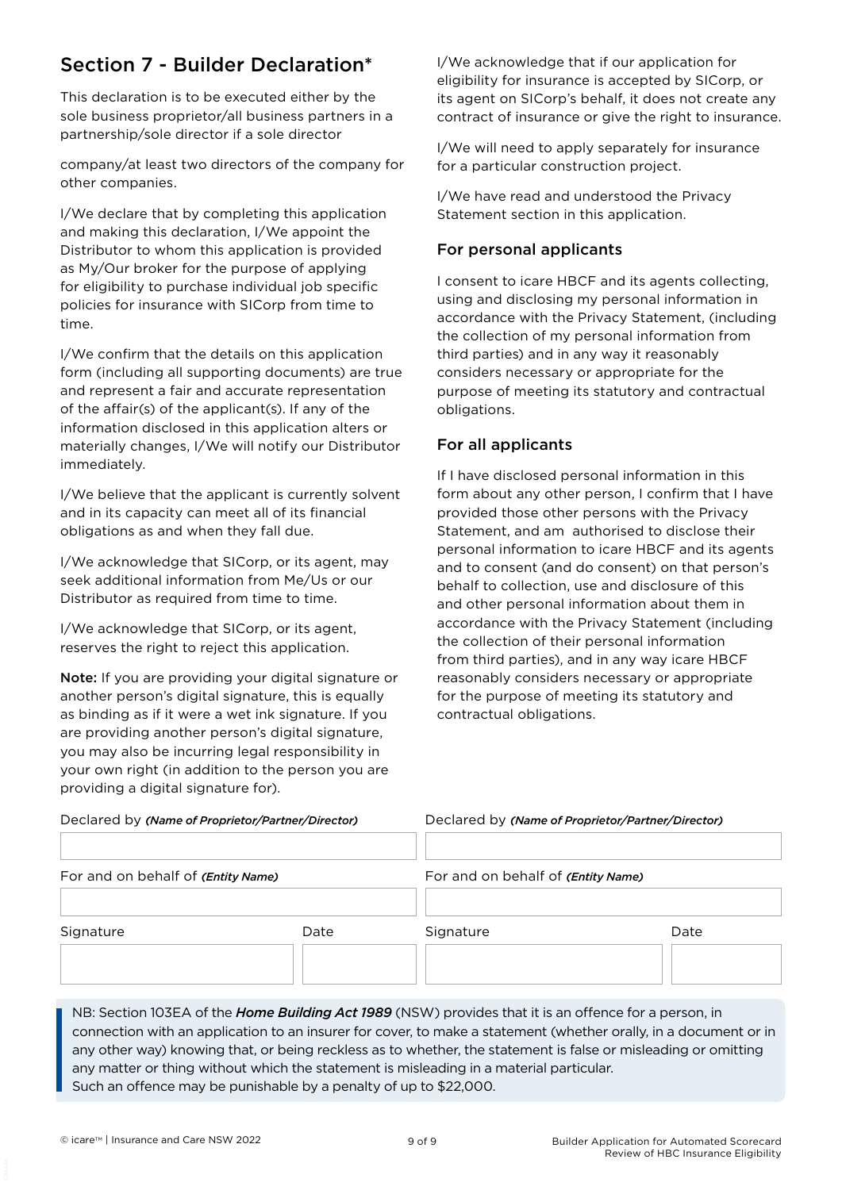## Section 7 - Builder Declaration*

This declaration is to be executed either by the sole business proprietor/all business partners in a partnership/sole director if a sole director

company/at least two directors of the company for other companies.

I/We declare that by completing this application and making this declaration, I/We appoint the Distributor to whom this application is provided as My/Our broker for the purpose of applying for eligibility to purchase individual job specific policies for insurance with SICorp from time to time.

I/We confirm that the details on this application form (including all supporting documents) are true and represent a fair and accurate representation of the affair(s) of the applicant(s). If any of the information disclosed in this application alters or materially changes, I/We will notify our Distributor immediately.

I/We believe that the applicant is currently solvent and in its capacity can meet all of its financial obligations as and when they fall due.

I/We acknowledge that SICorp, or its agent, may seek additional information from Me/Us or our Distributor as required from time to time.

I/We acknowledge that SICorp, or its agent, reserves the right to reject this application.

**Note:** If you are providing your digital signature or another person's digital signature, this is equally as binding as if it were a wet ink signature. If you are providing another person's digital signature, you may also be incurring legal responsibility in your own right (in addition to the person you are providing a digital signature for).

I/We acknowledge that if our application for eligibility for insurance is accepted by SICorp, or its agent on SICorp's behalf, it does not create any contract of insurance or give the right to insurance.

I/We will need to apply separately for insurance for a particular construction project.

I/We have read and understood the Privacy Statement section in this application.

### For personal applicants

I consent to icare HBCF and its agents collecting, using and disclosing my personal information in accordance with the Privacy Statement, (including the collection of my personal information from third parties) and in any way it reasonably considers necessary or appropriate for the purpose of meeting its statutory and contractual obligations.

### For all applicants

If I have disclosed personal information in this form about any other person, I confirm that I have provided those other persons with the Privacy Statement, and am authorised to disclose their personal information to icare HBCF and its agents and to consent (and do consent) on that person's behalf to collection, use and disclosure of this and other personal information about them in accordance with the Privacy Statement (including the collection of their personal information from third parties), and in any way icare HBCF reasonably considers necessary or appropriate for the purpose of meeting its statutory and contractual obligations.

Declared by ***(Name of Proprietor/Partner/Director)***

For and on behalf of ***(Entity Name)***

| Signature | Date |
|---|---|
| | |

Declared by ***(Name of Proprietor/Partner/Director)***

For and on behalf of ***(Entity Name)***

| Signature | Date |
|---|---|
| | |

NB: Section 103EA of the ***Home Building Act 1989*** (NSW) provides that it is an offence for a person, in connection with an application to an insurer for cover, to make a statement (whether orally, in a document or in any other way) knowing that, or being reckless as to whether, the statement is false or misleading or omitting any matter or thing without which the statement is misleading in a material particular.
Such an offence may be punishable by a penalty of up to $22,000.